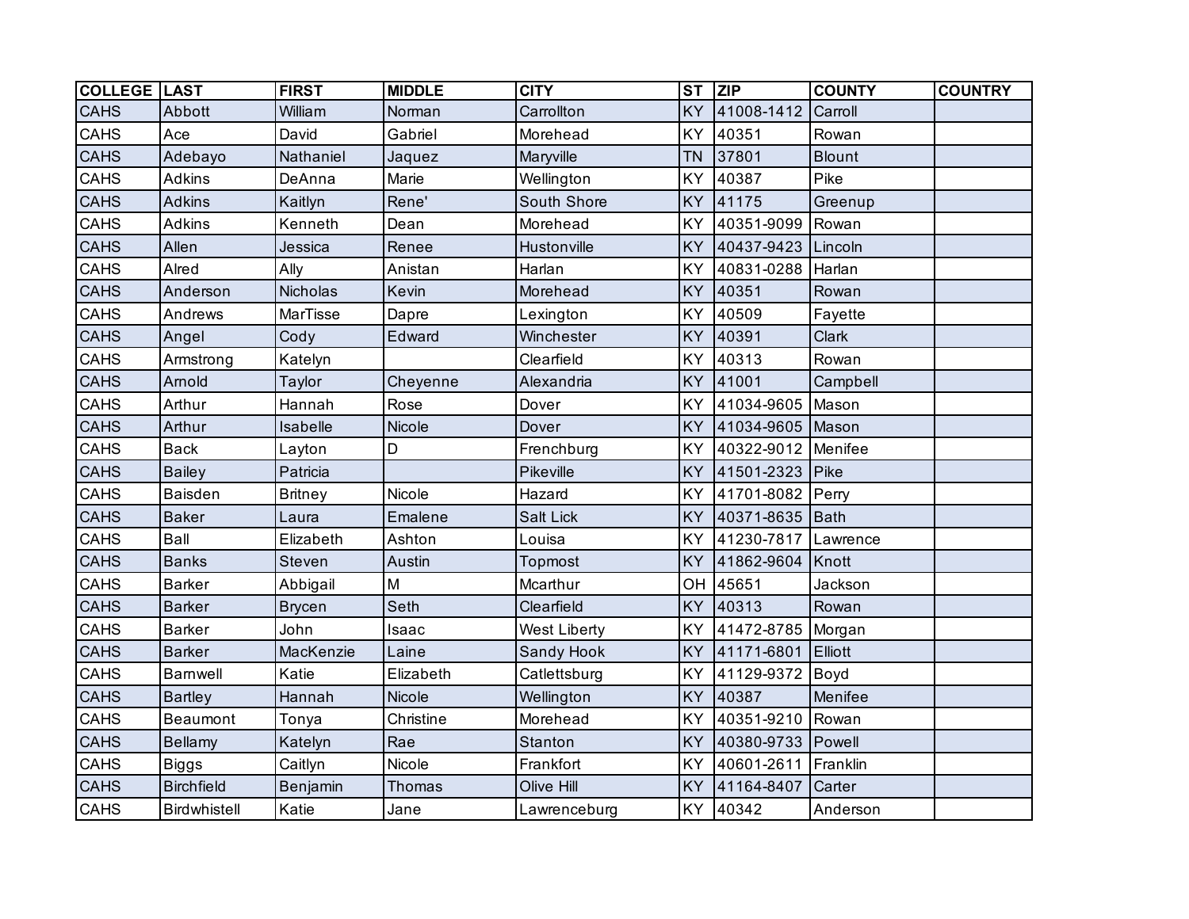| COLLEGE | LAST | FIRST | MIDDLE | CITY | ST | ZIP | COUNTY | COUNTRY |
|---|---|---|---|---|---|---|---|---|
| CAHS | Abbott | William | Norman | Carrollton | KY | 41008-1412 | Carroll | |
| CAHS | Ace | David | Gabriel | Morehead | KY | 40351 | Rowan | |
| CAHS | Adebayo | Nathaniel | Jaquez | Maryville | TN | 37801 | Blount | |
| CAHS | Adkins | DeAnna | Marie | Wellington | KY | 40387 | Pike | |
| CAHS | Adkins | Kaitlyn | Rene' | South Shore | KY | 41175 | Greenup | |
| CAHS | Adkins | Kenneth | Dean | Morehead | KY | 40351-9099 | Rowan | |
| CAHS | Allen | Jessica | Renee | Hustonville | KY | 40437-9423 | Lincoln | |
| CAHS | Alred | Ally | Anistan | Harlan | KY | 40831-0288 | Harlan | |
| CAHS | Anderson | Nicholas | Kevin | Morehead | KY | 40351 | Rowan | |
| CAHS | Andrews | MarTisse | Dapre | Lexington | KY | 40509 | Fayette | |
| CAHS | Angel | Cody | Edward | Winchester | KY | 40391 | Clark | |
| CAHS | Armstrong | Katelyn | | Clearfield | KY | 40313 | Rowan | |
| CAHS | Arnold | Taylor | Cheyenne | Alexandria | KY | 41001 | Campbell | |
| CAHS | Arthur | Hannah | Rose | Dover | KY | 41034-9605 | Mason | |
| CAHS | Arthur | Isabelle | Nicole | Dover | KY | 41034-9605 | Mason | |
| CAHS | Back | Layton | D | Frenchburg | KY | 40322-9012 | Menifee | |
| CAHS | Bailey | Patricia | | Pikeville | KY | 41501-2323 | Pike | |
| CAHS | Baisden | Britney | Nicole | Hazard | KY | 41701-8082 | Perry | |
| CAHS | Baker | Laura | Emalene | Salt Lick | KY | 40371-8635 | Bath | |
| CAHS | Ball | Elizabeth | Ashton | Louisa | KY | 41230-7817 | Lawrence | |
| CAHS | Banks | Steven | Austin | Topmost | KY | 41862-9604 | Knott | |
| CAHS | Barker | Abbigail | M | Mcarthur | OH | 45651 | Jackson | |
| CAHS | Barker | Brycen | Seth | Clearfield | KY | 40313 | Rowan | |
| CAHS | Barker | John | Isaac | West Liberty | KY | 41472-8785 | Morgan | |
| CAHS | Barker | MacKenzie | Laine | Sandy Hook | KY | 41171-6801 | Elliott | |
| CAHS | Barnwell | Katie | Elizabeth | Catlettsburg | KY | 41129-9372 | Boyd | |
| CAHS | Bartley | Hannah | Nicole | Wellington | KY | 40387 | Menifee | |
| CAHS | Beaumont | Tonya | Christine | Morehead | KY | 40351-9210 | Rowan | |
| CAHS | Bellamy | Katelyn | Rae | Stanton | KY | 40380-9733 | Powell | |
| CAHS | Biggs | Caitlyn | Nicole | Frankfort | KY | 40601-2611 | Franklin | |
| CAHS | Birchfield | Benjamin | Thomas | Olive Hill | KY | 41164-8407 | Carter | |
| CAHS | Birdwhistell | Katie | Jane | Lawrenceburg | KY | 40342 | Anderson | |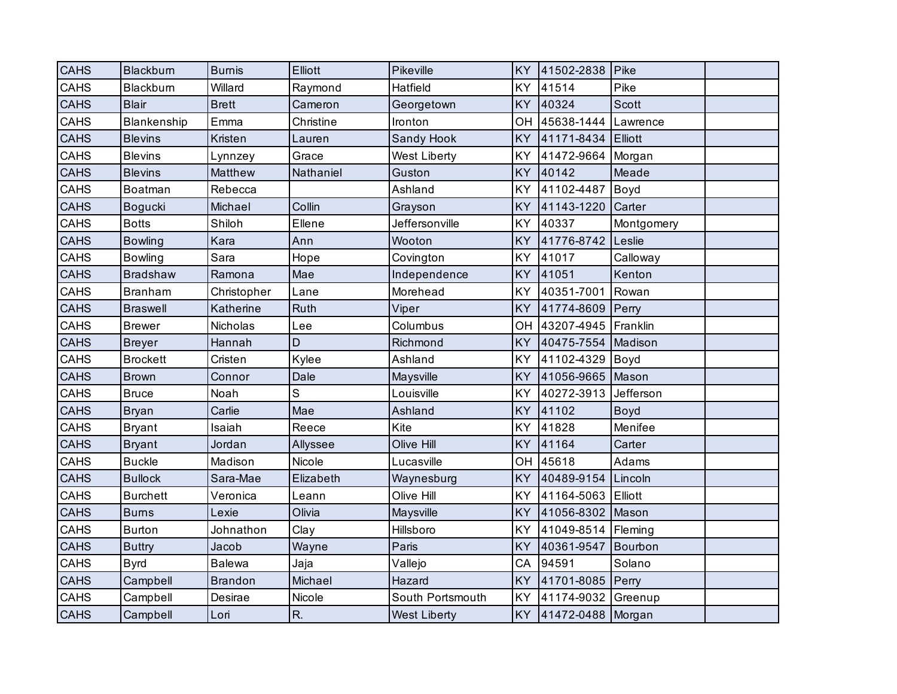| CAHS | Blackburn | Burnis | Elliott | Pikeville | KY | 41502-2838 | Pike | |
|---|---|---|---|---|---|---|---|---|
| CAHS | Blackburn | Willard | Raymond | Hatfield | KY | 41514 | Pike | |
| CAHS | Blair | Brett | Cameron | Georgetown | KY | 40324 | Scott | |
| CAHS | Blankenship | Emma | Christine | Ironton | OH | 45638-1444 | Lawrence | |
| CAHS | Blevins | Kristen | Lauren | Sandy Hook | KY | 41171-8434 | Elliott | |
| CAHS | Blevins | Lynnzey | Grace | West Liberty | KY | 41472-9664 | Morgan | |
| CAHS | Blevins | Matthew | Nathaniel | Guston | KY | 40142 | Meade | |
| CAHS | Boatman | Rebecca | | Ashland | KY | 41102-4487 | Boyd | |
| CAHS | Bogucki | Michael | Collin | Grayson | KY | 41143-1220 | Carter | |
| CAHS | Botts | Shiloh | Ellene | Jeffersonville | KY | 40337 | Montgomery | |
| CAHS | Bowling | Kara | Ann | Wooton | KY | 41776-8742 | Leslie | |
| CAHS | Bowling | Sara | Hope | Covington | KY | 41017 | Calloway | |
| CAHS | Bradshaw | Ramona | Mae | Independence | KY | 41051 | Kenton | |
| CAHS | Branham | Christopher | Lane | Morehead | KY | 40351-7001 | Rowan | |
| CAHS | Braswell | Katherine | Ruth | Viper | KY | 41774-8609 | Perry | |
| CAHS | Brewer | Nicholas | Lee | Columbus | OH | 43207-4945 | Franklin | |
| CAHS | Breyer | Hannah | D | Richmond | KY | 40475-7554 | Madison | |
| CAHS | Brockett | Cristen | Kylee | Ashland | KY | 41102-4329 | Boyd | |
| CAHS | Brown | Connor | Dale | Maysville | KY | 41056-9665 | Mason | |
| CAHS | Bruce | Noah | S | Louisville | KY | 40272-3913 | Jefferson | |
| CAHS | Bryan | Carlie | Mae | Ashland | KY | 41102 | Boyd | |
| CAHS | Bryant | Isaiah | Reece | Kite | KY | 41828 | Menifee | |
| CAHS | Bryant | Jordan | Allyssee | Olive Hill | KY | 41164 | Carter | |
| CAHS | Buckle | Madison | Nicole | Lucasville | OH | 45618 | Adams | |
| CAHS | Bullock | Sara-Mae | Elizabeth | Waynesburg | KY | 40489-9154 | Lincoln | |
| CAHS | Burchett | Veronica | Leann | Olive Hill | KY | 41164-5063 | Elliott | |
| CAHS | Burns | Lexie | Olivia | Maysville | KY | 41056-8302 | Mason | |
| CAHS | Burton | Johnathon | Clay | Hillsboro | KY | 41049-8514 | Fleming | |
| CAHS | Buttry | Jacob | Wayne | Paris | KY | 40361-9547 | Bourbon | |
| CAHS | Byrd | Balewa | Jaja | Vallejo | CA | 94591 | Solano | |
| CAHS | Campbell | Brandon | Michael | Hazard | KY | 41701-8085 | Perry | |
| CAHS | Campbell | Desirae | Nicole | South Portsmouth | KY | 41174-9032 | Greenup | |
| CAHS | Campbell | Lori | R. | West Liberty | KY | 41472-0488 | Morgan | |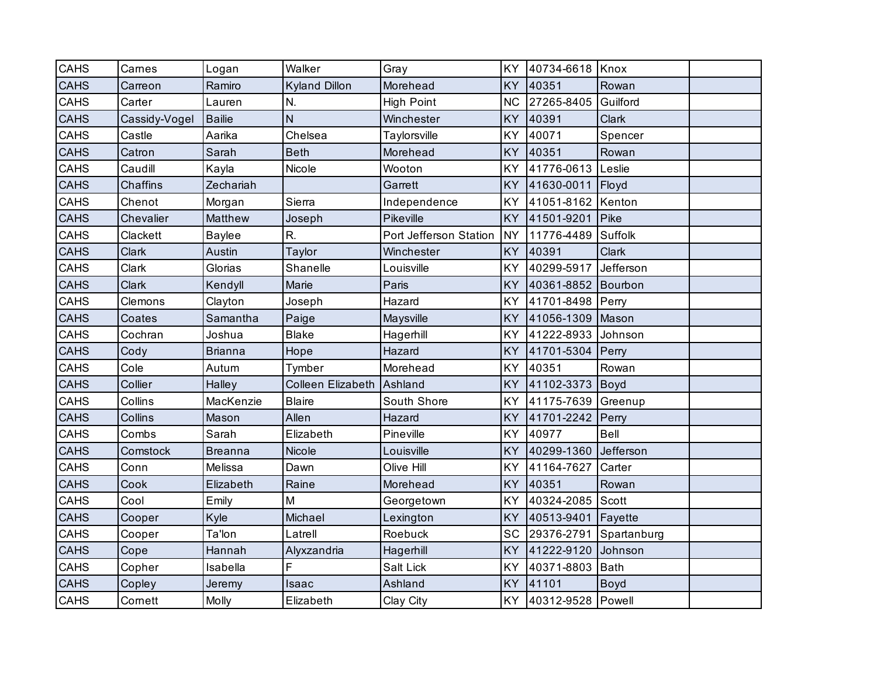| | | | | | | | | |
|---|---|---|---|---|---|---|---|---|
| CAHS | Carnes | Logan | Walker | Gray | KY | 40734-6618 | Knox | |
| CAHS | Carreon | Ramiro | Kyland Dillon | Morehead | KY | 40351 | Rowan | |
| CAHS | Carter | Lauren | N. | High Point | NC | 27265-8405 | Guilford | |
| CAHS | Cassidy-Vogel | Bailie | N | Winchester | KY | 40391 | Clark | |
| CAHS | Castle | Aarika | Chelsea | Taylorsville | KY | 40071 | Spencer | |
| CAHS | Catron | Sarah | Beth | Morehead | KY | 40351 | Rowan | |
| CAHS | Caudill | Kayla | Nicole | Wooton | KY | 41776-0613 | Leslie | |
| CAHS | Chaffins | Zechariah | | Garrett | KY | 41630-0011 | Floyd | |
| CAHS | Chenot | Morgan | Sierra | Independence | KY | 41051-8162 | Kenton | |
| CAHS | Chevalier | Matthew | Joseph | Pikeville | KY | 41501-9201 | Pike | |
| CAHS | Clackett | Baylee | R. | Port Jefferson Station | NY | 11776-4489 | Suffolk | |
| CAHS | Clark | Austin | Taylor | Winchester | KY | 40391 | Clark | |
| CAHS | Clark | Glorias | Shanelle | Louisville | KY | 40299-5917 | Jefferson | |
| CAHS | Clark | Kendyll | Marie | Paris | KY | 40361-8852 | Bourbon | |
| CAHS | Clemons | Clayton | Joseph | Hazard | KY | 41701-8498 | Perry | |
| CAHS | Coates | Samantha | Paige | Maysville | KY | 41056-1309 | Mason | |
| CAHS | Cochran | Joshua | Blake | Hagerhill | KY | 41222-8933 | Johnson | |
| CAHS | Cody | Brianna | Hope | Hazard | KY | 41701-5304 | Perry | |
| CAHS | Cole | Autum | Tymber | Morehead | KY | 40351 | Rowan | |
| CAHS | Collier | Halley | Colleen Elizabeth | Ashland | KY | 41102-3373 | Boyd | |
| CAHS | Collins | MacKenzie | Blaire | South Shore | KY | 41175-7639 | Greenup | |
| CAHS | Collins | Mason | Allen | Hazard | KY | 41701-2242 | Perry | |
| CAHS | Combs | Sarah | Elizabeth | Pineville | KY | 40977 | Bell | |
| CAHS | Comstock | Breanna | Nicole | Louisville | KY | 40299-1360 | Jefferson | |
| CAHS | Conn | Melissa | Dawn | Olive Hill | KY | 41164-7627 | Carter | |
| CAHS | Cook | Elizabeth | Raine | Morehead | KY | 40351 | Rowan | |
| CAHS | Cool | Emily | M | Georgetown | KY | 40324-2085 | Scott | |
| CAHS | Cooper | Kyle | Michael | Lexington | KY | 40513-9401 | Fayette | |
| CAHS | Cooper | Ta'lon | Latrell | Roebuck | SC | 29376-2791 | Spartanburg | |
| CAHS | Cope | Hannah | Alyxzandria | Hagerhill | KY | 41222-9120 | Johnson | |
| CAHS | Copher | Isabella | F | Salt Lick | KY | 40371-8803 | Bath | |
| CAHS | Copley | Jeremy | Isaac | Ashland | KY | 41101 | Boyd | |
| CAHS | Cornett | Molly | Elizabeth | Clay City | KY | 40312-9528 | Powell | |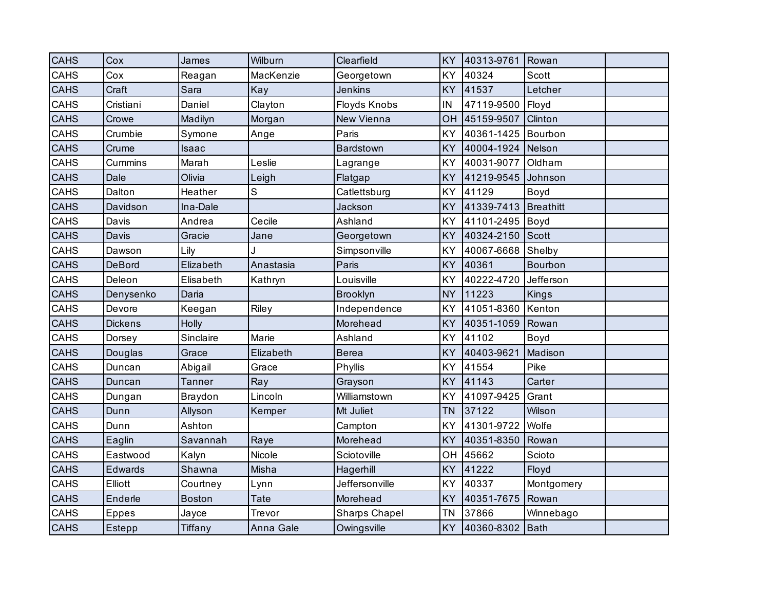| CAHS | Cox | James | Wilburn | Clearfield | KY | 40313-9761 | Rowan | |
|---|---|---|---|---|---|---|---|---|
| CAHS | Cox | Reagan | MacKenzie | Georgetown | KY | 40324 | Scott | |
| CAHS | Craft | Sara | Kay | Jenkins | KY | 41537 | Letcher | |
| CAHS | Cristiani | Daniel | Clayton | Floyds Knobs | IN | 47119-9500 | Floyd | |
| CAHS | Crowe | Madilyn | Morgan | New Vienna | OH | 45159-9507 | Clinton | |
| CAHS | Crumbie | Symone | Ange | Paris | KY | 40361-1425 | Bourbon | |
| CAHS | Crume | Isaac | | Bardstown | KY | 40004-1924 | Nelson | |
| CAHS | Cummins | Marah | Leslie | Lagrange | KY | 40031-9077 | Oldham | |
| CAHS | Dale | Olivia | Leigh | Flatgap | KY | 41219-9545 | Johnson | |
| CAHS | Dalton | Heather | S | Catlettsburg | KY | 41129 | Boyd | |
| CAHS | Davidson | Ina-Dale | | Jackson | KY | 41339-7413 | Breathitt | |
| CAHS | Davis | Andrea | Cecile | Ashland | KY | 41101-2495 | Boyd | |
| CAHS | Davis | Gracie | Jane | Georgetown | KY | 40324-2150 | Scott | |
| CAHS | Dawson | Lily | J | Simpsonville | KY | 40067-6668 | Shelby | |
| CAHS | DeBord | Elizabeth | Anastasia | Paris | KY | 40361 | Bourbon | |
| CAHS | Deleon | Elisabeth | Kathryn | Louisville | KY | 40222-4720 | Jefferson | |
| CAHS | Denysenko | Daria | | Brooklyn | NY | 11223 | Kings | |
| CAHS | Devore | Keegan | Riley | Independence | KY | 41051-8360 | Kenton | |
| CAHS | Dickens | Holly | | Morehead | KY | 40351-1059 | Rowan | |
| CAHS | Dorsey | Sinclaire | Marie | Ashland | KY | 41102 | Boyd | |
| CAHS | Douglas | Grace | Elizabeth | Berea | KY | 40403-9621 | Madison | |
| CAHS | Duncan | Abigail | Grace | Phyllis | KY | 41554 | Pike | |
| CAHS | Duncan | Tanner | Ray | Grayson | KY | 41143 | Carter | |
| CAHS | Dungan | Braydon | Lincoln | Williamstown | KY | 41097-9425 | Grant | |
| CAHS | Dunn | Allyson | Kemper | Mt Juliet | TN | 37122 | Wilson | |
| CAHS | Dunn | Ashton | | Campton | KY | 41301-9722 | Wolfe | |
| CAHS | Eaglin | Savannah | Raye | Morehead | KY | 40351-8350 | Rowan | |
| CAHS | Eastwood | Kalyn | Nicole | Sciotoville | OH | 45662 | Scioto | |
| CAHS | Edwards | Shawna | Misha | Hagerhill | KY | 41222 | Floyd | |
| CAHS | Elliott | Courtney | Lynn | Jeffersonville | KY | 40337 | Montgomery | |
| CAHS | Enderle | Boston | Tate | Morehead | KY | 40351-7675 | Rowan | |
| CAHS | Eppes | Jayce | Trevor | Sharps Chapel | TN | 37866 | Winnebago | |
| CAHS | Estepp | Tiffany | Anna Gale | Owingsville | KY | 40360-8302 | Bath | |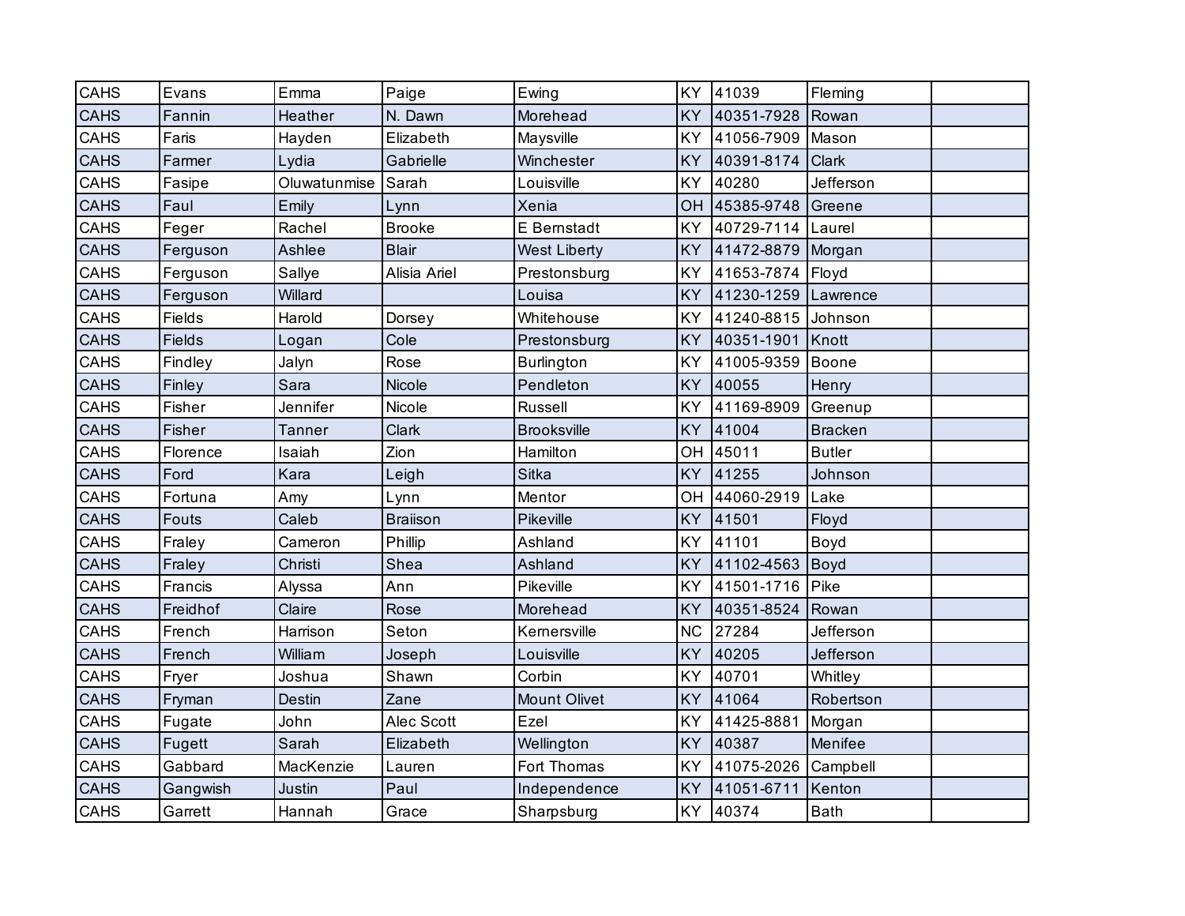| | | | | | | | | |
|---|---|---|---|---|---|---|---|---|
| CAHS | Evans | Emma | Paige | Ewing | KY | 41039 | Fleming | |
| CAHS | Fannin | Heather | N. Dawn | Morehead | KY | 40351-7928 | Rowan | |
| CAHS | Faris | Hayden | Elizabeth | Maysville | KY | 41056-7909 | Mason | |
| CAHS | Farmer | Lydia | Gabrielle | Winchester | KY | 40391-8174 | Clark | |
| CAHS | Fasipe | Oluwatunmise | Sarah | Louisville | KY | 40280 | Jefferson | |
| CAHS | Faul | Emily | Lynn | Xenia | OH | 45385-9748 | Greene | |
| CAHS | Feger | Rachel | Brooke | E Bernstadt | KY | 40729-7114 | Laurel | |
| CAHS | Ferguson | Ashlee | Blair | West Liberty | KY | 41472-8879 | Morgan | |
| CAHS | Ferguson | Sallye | Alisia Ariel | Prestonsburg | KY | 41653-7874 | Floyd | |
| CAHS | Ferguson | Willard | | Louisa | KY | 41230-1259 | Lawrence | |
| CAHS | Fields | Harold | Dorsey | Whitehouse | KY | 41240-8815 | Johnson | |
| CAHS | Fields | Logan | Cole | Prestonsburg | KY | 40351-1901 | Knott | |
| CAHS | Findley | Jalyn | Rose | Burlington | KY | 41005-9359 | Boone | |
| CAHS | Finley | Sara | Nicole | Pendleton | KY | 40055 | Henry | |
| CAHS | Fisher | Jennifer | Nicole | Russell | KY | 41169-8909 | Greenup | |
| CAHS | Fisher | Tanner | Clark | Brooksville | KY | 41004 | Bracken | |
| CAHS | Florence | Isaiah | Zion | Hamilton | OH | 45011 | Butler | |
| CAHS | Ford | Kara | Leigh | Sitka | KY | 41255 | Johnson | |
| CAHS | Fortuna | Amy | Lynn | Mentor | OH | 44060-2919 | Lake | |
| CAHS | Fouts | Caleb | Braiison | Pikeville | KY | 41501 | Floyd | |
| CAHS | Fraley | Cameron | Phillip | Ashland | KY | 41101 | Boyd | |
| CAHS | Fraley | Christi | Shea | Ashland | KY | 41102-4563 | Boyd | |
| CAHS | Francis | Alyssa | Ann | Pikeville | KY | 41501-1716 | Pike | |
| CAHS | Freidhof | Claire | Rose | Morehead | KY | 40351-8524 | Rowan | |
| CAHS | French | Harrison | Seton | Kernersville | NC | 27284 | Jefferson | |
| CAHS | French | William | Joseph | Louisville | KY | 40205 | Jefferson | |
| CAHS | Fryer | Joshua | Shawn | Corbin | KY | 40701 | Whitley | |
| CAHS | Fryman | Destin | Zane | Mount Olivet | KY | 41064 | Robertson | |
| CAHS | Fugate | John | Alec Scott | Ezel | KY | 41425-8881 | Morgan | |
| CAHS | Fugett | Sarah | Elizabeth | Wellington | KY | 40387 | Menifee | |
| CAHS | Gabbard | MacKenzie | Lauren | Fort Thomas | KY | 41075-2026 | Campbell | |
| CAHS | Gangwish | Justin | Paul | Independence | KY | 41051-6711 | Kenton | |
| CAHS | Garrett | Hannah | Grace | Sharpsburg | KY | 40374 | Bath | |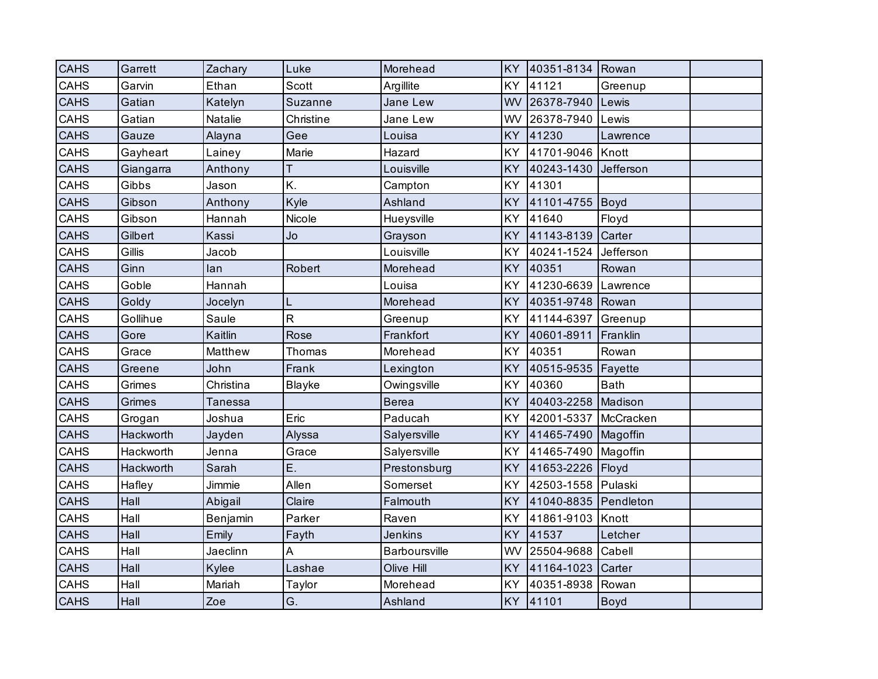| | | | | | | | | |
|---|---|---|---|---|---|---|---|---|
| CAHS | Garrett | Zachary | Luke | Morehead | KY | 40351-8134 | Rowan | |
| CAHS | Garvin | Ethan | Scott | Argillite | KY | 41121 | Greenup | |
| CAHS | Gatian | Katelyn | Suzanne | Jane Lew | WV | 26378-7940 | Lewis | |
| CAHS | Gatian | Natalie | Christine | Jane Lew | WV | 26378-7940 | Lewis | |
| CAHS | Gauze | Alayna | Gee | Louisa | KY | 41230 | Lawrence | |
| CAHS | Gayheart | Lainey | Marie | Hazard | KY | 41701-9046 | Knott | |
| CAHS | Giangarra | Anthony | T | Louisville | KY | 40243-1430 | Jefferson | |
| CAHS | Gibbs | Jason | K. | Campton | KY | 41301 | | |
| CAHS | Gibson | Anthony | Kyle | Ashland | KY | 41101-4755 | Boyd | |
| CAHS | Gibson | Hannah | Nicole | Hueysville | KY | 41640 | Floyd | |
| CAHS | Gilbert | Kassi | Jo | Grayson | KY | 41143-8139 | Carter | |
| CAHS | Gillis | Jacob | | Louisville | KY | 40241-1524 | Jefferson | |
| CAHS | Ginn | Ian | Robert | Morehead | KY | 40351 | Rowan | |
| CAHS | Goble | Hannah | | Louisa | KY | 41230-6639 | Lawrence | |
| CAHS | Goldy | Jocelyn | L | Morehead | KY | 40351-9748 | Rowan | |
| CAHS | Gollihue | Saule | R | Greenup | KY | 41144-6397 | Greenup | |
| CAHS | Gore | Kaitlin | Rose | Frankfort | KY | 40601-8911 | Franklin | |
| CAHS | Grace | Matthew | Thomas | Morehead | KY | 40351 | Rowan | |
| CAHS | Greene | John | Frank | Lexington | KY | 40515-9535 | Fayette | |
| CAHS | Grimes | Christina | Blayke | Owingsville | KY | 40360 | Bath | |
| CAHS | Grimes | Tanessa | | Berea | KY | 40403-2258 | Madison | |
| CAHS | Grogan | Joshua | Eric | Paducah | KY | 42001-5337 | McCracken | |
| CAHS | Hackworth | Jayden | Alyssa | Salyersville | KY | 41465-7490 | Magoffin | |
| CAHS | Hackworth | Jenna | Grace | Salyersville | KY | 41465-7490 | Magoffin | |
| CAHS | Hackworth | Sarah | E. | Prestonsburg | KY | 41653-2226 | Floyd | |
| CAHS | Hafley | Jimmie | Allen | Somerset | KY | 42503-1558 | Pulaski | |
| CAHS | Hall | Abigail | Claire | Falmouth | KY | 41040-8835 | Pendleton | |
| CAHS | Hall | Benjamin | Parker | Raven | KY | 41861-9103 | Knott | |
| CAHS | Hall | Emily | Fayth | Jenkins | KY | 41537 | Letcher | |
| CAHS | Hall | Jaeclinn | A | Barboursville | WV | 25504-9688 | Cabell | |
| CAHS | Hall | Kylee | Lashae | Olive Hill | KY | 41164-1023 | Carter | |
| CAHS | Hall | Mariah | Taylor | Morehead | KY | 40351-8938 | Rowan | |
| CAHS | Hall | Zoe | G. | Ashland | KY | 41101 | Boyd | |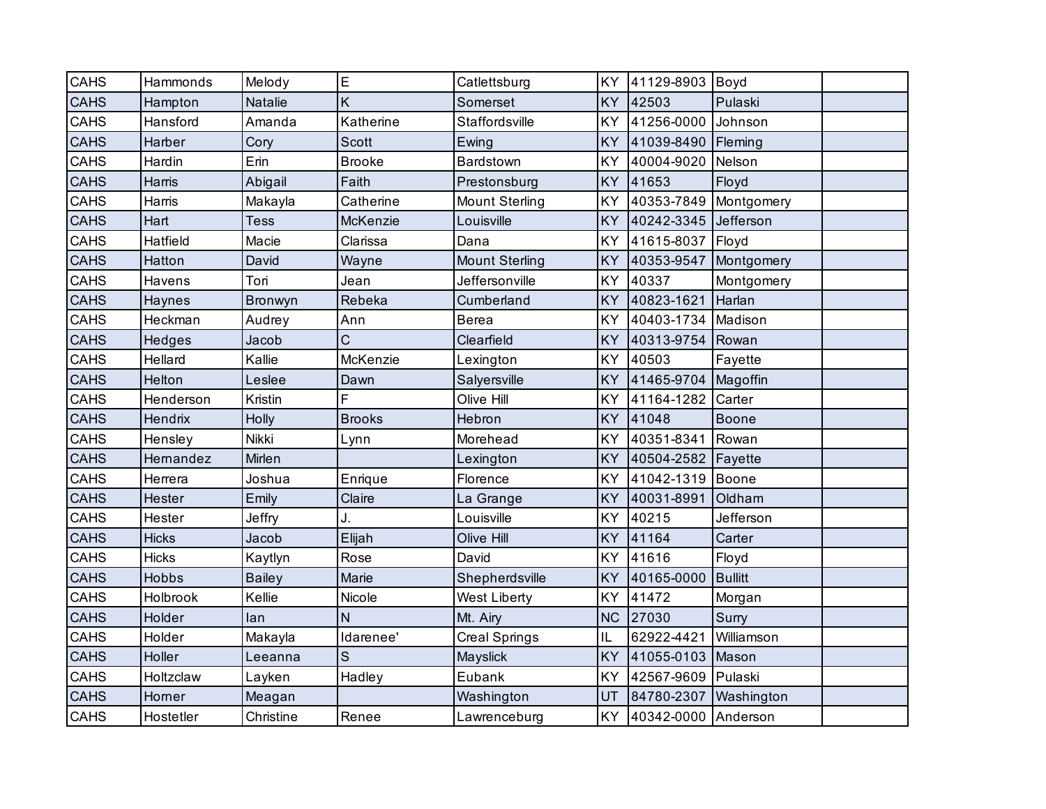| | | | | | | | | |
|---|---|---|---|---|---|---|---|---|
| CAHS | Hammonds | Melody | E | Catlettsburg | KY | 41129-8903 | Boyd | |
| CAHS | Hampton | Natalie | K | Somerset | KY | 42503 | Pulaski | |
| CAHS | Hansford | Amanda | Katherine | Staffordsville | KY | 41256-0000 | Johnson | |
| CAHS | Harber | Cory | Scott | Ewing | KY | 41039-8490 | Fleming | |
| CAHS | Hardin | Erin | Brooke | Bardstown | KY | 40004-9020 | Nelson | |
| CAHS | Harris | Abigail | Faith | Prestonsburg | KY | 41653 | Floyd | |
| CAHS | Harris | Makayla | Catherine | Mount Sterling | KY | 40353-7849 | Montgomery | |
| CAHS | Hart | Tess | McKenzie | Louisville | KY | 40242-3345 | Jefferson | |
| CAHS | Hatfield | Macie | Clarissa | Dana | KY | 41615-8037 | Floyd | |
| CAHS | Hatton | David | Wayne | Mount Sterling | KY | 40353-9547 | Montgomery | |
| CAHS | Havens | Tori | Jean | Jeffersonville | KY | 40337 | Montgomery | |
| CAHS | Haynes | Bronwyn | Rebeka | Cumberland | KY | 40823-1621 | Harlan | |
| CAHS | Heckman | Audrey | Ann | Berea | KY | 40403-1734 | Madison | |
| CAHS | Hedges | Jacob | C | Clearfield | KY | 40313-9754 | Rowan | |
| CAHS | Hellard | Kallie | McKenzie | Lexington | KY | 40503 | Fayette | |
| CAHS | Helton | Leslee | Dawn | Salyersville | KY | 41465-9704 | Magoffin | |
| CAHS | Henderson | Kristin | F | Olive Hill | KY | 41164-1282 | Carter | |
| CAHS | Hendrix | Holly | Brooks | Hebron | KY | 41048 | Boone | |
| CAHS | Hensley | Nikki | Lynn | Morehead | KY | 40351-8341 | Rowan | |
| CAHS | Hernandez | Mirlen | | Lexington | KY | 40504-2582 | Fayette | |
| CAHS | Herrera | Joshua | Enrique | Florence | KY | 41042-1319 | Boone | |
| CAHS | Hester | Emily | Claire | La Grange | KY | 40031-8991 | Oldham | |
| CAHS | Hester | Jeffry | J. | Louisville | KY | 40215 | Jefferson | |
| CAHS | Hicks | Jacob | Elijah | Olive Hill | KY | 41164 | Carter | |
| CAHS | Hicks | Kaytlyn | Rose | David | KY | 41616 | Floyd | |
| CAHS | Hobbs | Bailey | Marie | Shepherdsville | KY | 40165-0000 | Bullitt | |
| CAHS | Holbrook | Kellie | Nicole | West Liberty | KY | 41472 | Morgan | |
| CAHS | Holder | Ian | N | Mt. Airy | NC | 27030 | Surry | |
| CAHS | Holder | Makayla | Idarenee' | Creal Springs | IL | 62922-4421 | Williamson | |
| CAHS | Holler | Leeanna | S | Mayslick | KY | 41055-0103 | Mason | |
| CAHS | Holtzclaw | Layken | Hadley | Eubank | KY | 42567-9609 | Pulaski | |
| CAHS | Horner | Meagan | | Washington | UT | 84780-2307 | Washington | |
| CAHS | Hostetler | Christine | Renee | Lawrenceburg | KY | 40342-0000 | Anderson | |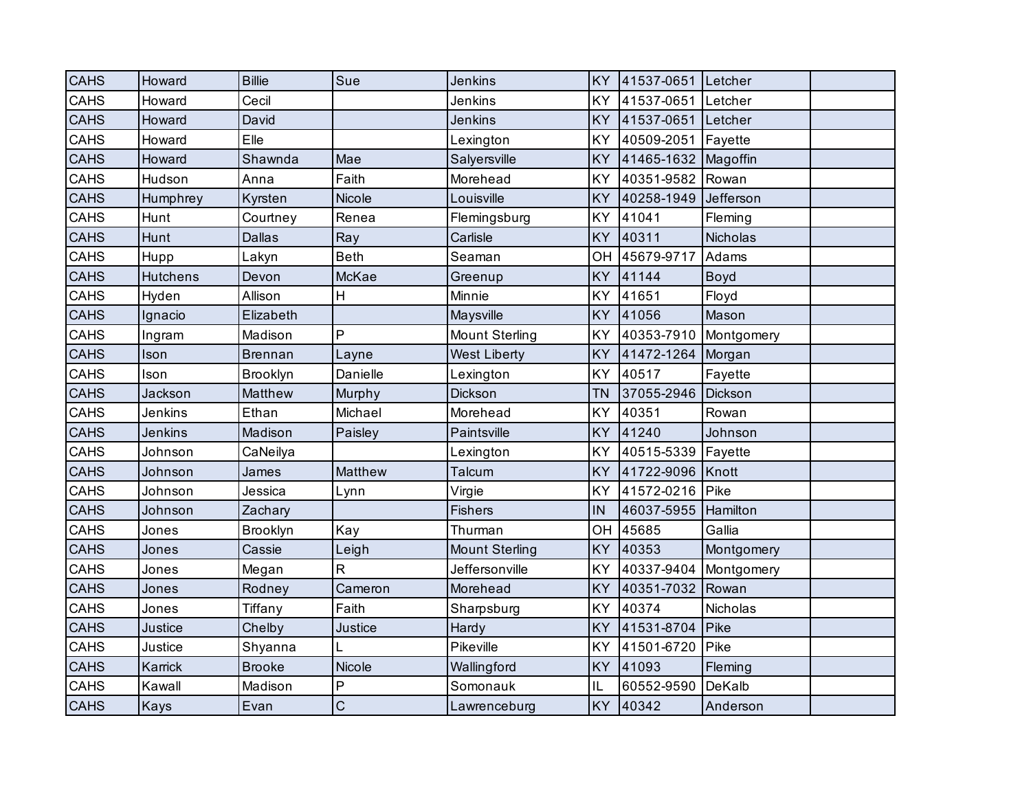| | | | | | | | | |
|---|---|---|---|---|---|---|---|---|
| CAHS | Howard | Billie | Sue | Jenkins | KY | 41537-0651 | Letcher | |
| CAHS | Howard | Cecil | | Jenkins | KY | 41537-0651 | Letcher | |
| CAHS | Howard | David | | Jenkins | KY | 41537-0651 | Letcher | |
| CAHS | Howard | Elle | | Lexington | KY | 40509-2051 | Fayette | |
| CAHS | Howard | Shawnda | Mae | Salyersville | KY | 41465-1632 | Magoffin | |
| CAHS | Hudson | Anna | Faith | Morehead | KY | 40351-9582 | Rowan | |
| CAHS | Humphrey | Kyrsten | Nicole | Louisville | KY | 40258-1949 | Jefferson | |
| CAHS | Hunt | Courtney | Renea | Flemingsburg | KY | 41041 | Fleming | |
| CAHS | Hunt | Dallas | Ray | Carlisle | KY | 40311 | Nicholas | |
| CAHS | Hupp | Lakyn | Beth | Seaman | OH | 45679-9717 | Adams | |
| CAHS | Hutchens | Devon | McKae | Greenup | KY | 41144 | Boyd | |
| CAHS | Hyden | Allison | H | Minnie | KY | 41651 | Floyd | |
| CAHS | Ignacio | Elizabeth | | Maysville | KY | 41056 | Mason | |
| CAHS | Ingram | Madison | P | Mount Sterling | KY | 40353-7910 | Montgomery | |
| CAHS | Ison | Brennan | Layne | West Liberty | KY | 41472-1264 | Morgan | |
| CAHS | Ison | Brooklyn | Danielle | Lexington | KY | 40517 | Fayette | |
| CAHS | Jackson | Matthew | Murphy | Dickson | TN | 37055-2946 | Dickson | |
| CAHS | Jenkins | Ethan | Michael | Morehead | KY | 40351 | Rowan | |
| CAHS | Jenkins | Madison | Paisley | Paintsville | KY | 41240 | Johnson | |
| CAHS | Johnson | CaNeilya | | Lexington | KY | 40515-5339 | Fayette | |
| CAHS | Johnson | James | Matthew | Talcum | KY | 41722-9096 | Knott | |
| CAHS | Johnson | Jessica | Lynn | Virgie | KY | 41572-0216 | Pike | |
| CAHS | Johnson | Zachary | | Fishers | IN | 46037-5955 | Hamilton | |
| CAHS | Jones | Brooklyn | Kay | Thurman | OH | 45685 | Gallia | |
| CAHS | Jones | Cassie | Leigh | Mount Sterling | KY | 40353 | Montgomery | |
| CAHS | Jones | Megan | R | Jeffersonville | KY | 40337-9404 | Montgomery | |
| CAHS | Jones | Rodney | Cameron | Morehead | KY | 40351-7032 | Rowan | |
| CAHS | Jones | Tiffany | Faith | Sharpsburg | KY | 40374 | Nicholas | |
| CAHS | Justice | Chelby | Justice | Hardy | KY | 41531-8704 | Pike | |
| CAHS | Justice | Shyanna | L | Pikeville | KY | 41501-6720 | Pike | |
| CAHS | Karrick | Brooke | Nicole | Wallingford | KY | 41093 | Fleming | |
| CAHS | Kawall | Madison | P | Somonauk | IL | 60552-9590 | DeKalb | |
| CAHS | Kays | Evan | C | Lawrenceburg | KY | 40342 | Anderson | |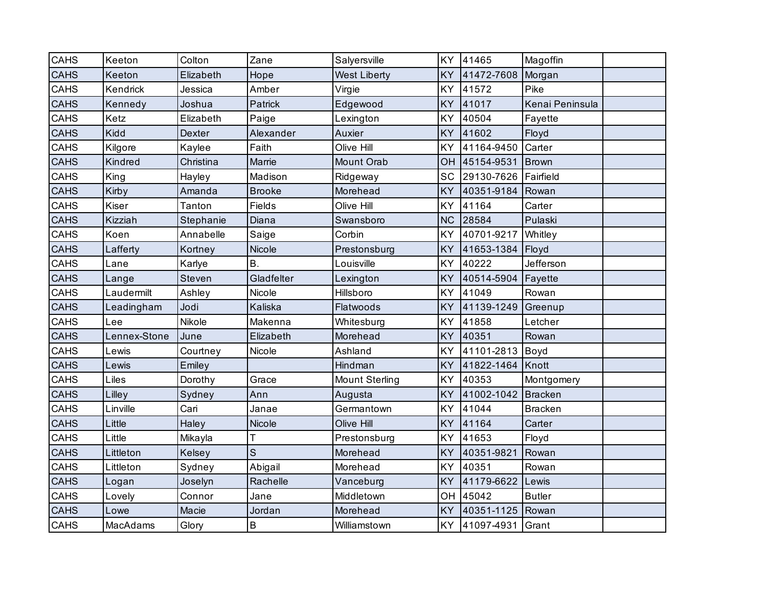| CAHS | Keeton | Colton | Zane | Salyersville | KY | 41465 | Magoffin | |
|---|---|---|---|---|---|---|---|---|
| CAHS | Keeton | Elizabeth | Hope | West Liberty | KY | 41472-7608 | Morgan | |
| CAHS | Kendrick | Jessica | Amber | Virgie | KY | 41572 | Pike | |
| CAHS | Kennedy | Joshua | Patrick | Edgewood | KY | 41017 | Kenai Peninsula | |
| CAHS | Ketz | Elizabeth | Paige | Lexington | KY | 40504 | Fayette | |
| CAHS | Kidd | Dexter | Alexander | Auxier | KY | 41602 | Floyd | |
| CAHS | Kilgore | Kaylee | Faith | Olive Hill | KY | 41164-9450 | Carter | |
| CAHS | Kindred | Christina | Marrie | Mount Orab | OH | 45154-9531 | Brown | |
| CAHS | King | Hayley | Madison | Ridgeway | SC | 29130-7626 | Fairfield | |
| CAHS | Kirby | Amanda | Brooke | Morehead | KY | 40351-9184 | Rowan | |
| CAHS | Kiser | Tanton | Fields | Olive Hill | KY | 41164 | Carter | |
| CAHS | Kizziah | Stephanie | Diana | Swansboro | NC | 28584 | Pulaski | |
| CAHS | Koen | Annabelle | Saige | Corbin | KY | 40701-9217 | Whitley | |
| CAHS | Lafferty | Kortney | Nicole | Prestonsburg | KY | 41653-1384 | Floyd | |
| CAHS | Lane | Karlye | B. | Louisville | KY | 40222 | Jefferson | |
| CAHS | Lange | Steven | Gladfelter | Lexington | KY | 40514-5904 | Fayette | |
| CAHS | Laudermilt | Ashley | Nicole | Hillsboro | KY | 41049 | Rowan | |
| CAHS | Leadingham | Jodi | Kaliska | Flatwoods | KY | 41139-1249 | Greenup | |
| CAHS | Lee | Nikole | Makenna | Whitesburg | KY | 41858 | Letcher | |
| CAHS | Lennex-Stone | June | Elizabeth | Morehead | KY | 40351 | Rowan | |
| CAHS | Lewis | Courtney | Nicole | Ashland | KY | 41101-2813 | Boyd | |
| CAHS | Lewis | Emiley | | Hindman | KY | 41822-1464 | Knott | |
| CAHS | Liles | Dorothy | Grace | Mount Sterling | KY | 40353 | Montgomery | |
| CAHS | Lilley | Sydney | Ann | Augusta | KY | 41002-1042 | Bracken | |
| CAHS | Linville | Cari | Janae | Germantown | KY | 41044 | Bracken | |
| CAHS | Little | Haley | Nicole | Olive Hill | KY | 41164 | Carter | |
| CAHS | Little | Mikayla | T | Prestonsburg | KY | 41653 | Floyd | |
| CAHS | Littleton | Kelsey | S | Morehead | KY | 40351-9821 | Rowan | |
| CAHS | Littleton | Sydney | Abigail | Morehead | KY | 40351 | Rowan | |
| CAHS | Logan | Joselyn | Rachelle | Vanceburg | KY | 41179-6622 | Lewis | |
| CAHS | Lovely | Connor | Jane | Middletown | OH | 45042 | Butler | |
| CAHS | Lowe | Macie | Jordan | Morehead | KY | 40351-1125 | Rowan | |
| CAHS | MacAdams | Glory | B | Williamstown | KY | 41097-4931 | Grant | |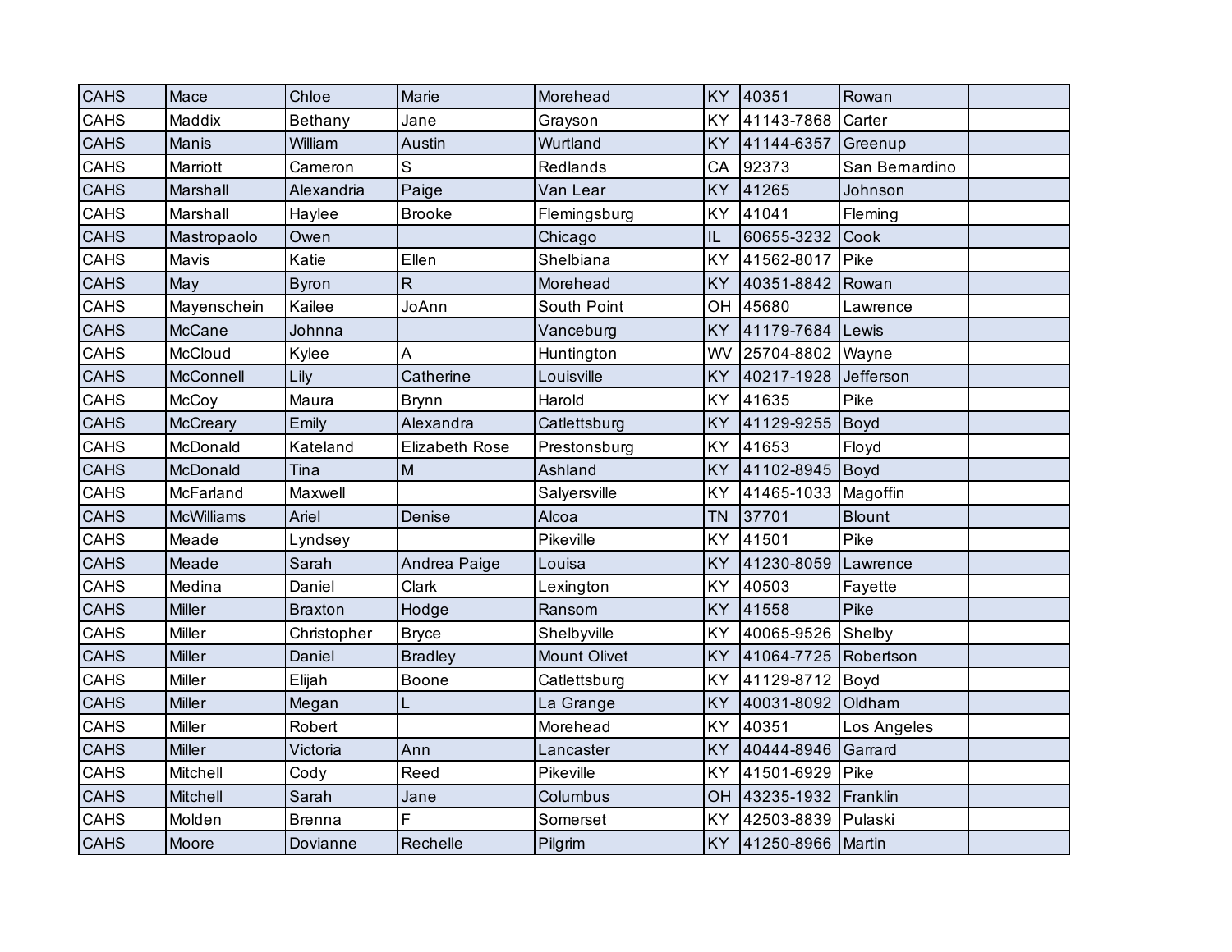| | | | | | | | | |
|---|---|---|---|---|---|---|---|---|
| CAHS | Mace | Chloe | Marie | Morehead | KY | 40351 | Rowan | |
| CAHS | Maddix | Bethany | Jane | Grayson | KY | 41143-7868 | Carter | |
| CAHS | Manis | William | Austin | Wurtland | KY | 41144-6357 | Greenup | |
| CAHS | Marriott | Cameron | S | Redlands | CA | 92373 | San Bernardino | |
| CAHS | Marshall | Alexandria | Paige | Van Lear | KY | 41265 | Johnson | |
| CAHS | Marshall | Haylee | Brooke | Flemingsburg | KY | 41041 | Fleming | |
| CAHS | Mastropaolo | Owen | | Chicago | IL | 60655-3232 | Cook | |
| CAHS | Mavis | Katie | Ellen | Shelbiana | KY | 41562-8017 | Pike | |
| CAHS | May | Byron | R | Morehead | KY | 40351-8842 | Rowan | |
| CAHS | Mayenschein | Kailee | JoAnn | South Point | OH | 45680 | Lawrence | |
| CAHS | McCane | Johnna | | Vanceburg | KY | 41179-7684 | Lewis | |
| CAHS | McCloud | Kylee | A | Huntington | WV | 25704-8802 | Wayne | |
| CAHS | McConnell | Lily | Catherine | Louisville | KY | 40217-1928 | Jefferson | |
| CAHS | McCoy | Maura | Brynn | Harold | KY | 41635 | Pike | |
| CAHS | McCreary | Emily | Alexandra | Catlettsburg | KY | 41129-9255 | Boyd | |
| CAHS | McDonald | Kateland | Elizabeth Rose | Prestonsburg | KY | 41653 | Floyd | |
| CAHS | McDonald | Tina | M | Ashland | KY | 41102-8945 | Boyd | |
| CAHS | McFarland | Maxwell | | Salyersville | KY | 41465-1033 | Magoffin | |
| CAHS | McWilliams | Ariel | Denise | Alcoa | TN | 37701 | Blount | |
| CAHS | Meade | Lyndsey | | Pikeville | KY | 41501 | Pike | |
| CAHS | Meade | Sarah | Andrea Paige | Louisa | KY | 41230-8059 | Lawrence | |
| CAHS | Medina | Daniel | Clark | Lexington | KY | 40503 | Fayette | |
| CAHS | Miller | Braxton | Hodge | Ransom | KY | 41558 | Pike | |
| CAHS | Miller | Christopher | Bryce | Shelbyville | KY | 40065-9526 | Shelby | |
| CAHS | Miller | Daniel | Bradley | Mount Olivet | KY | 41064-7725 | Robertson | |
| CAHS | Miller | Elijah | Boone | Catlettsburg | KY | 41129-8712 | Boyd | |
| CAHS | Miller | Megan | L | La Grange | KY | 40031-8092 | Oldham | |
| CAHS | Miller | Robert | | Morehead | KY | 40351 | Los Angeles | |
| CAHS | Miller | Victoria | Ann | Lancaster | KY | 40444-8946 | Garrard | |
| CAHS | Mitchell | Cody | Reed | Pikeville | KY | 41501-6929 | Pike | |
| CAHS | Mitchell | Sarah | Jane | Columbus | OH | 43235-1932 | Franklin | |
| CAHS | Molden | Brenna | F | Somerset | KY | 42503-8839 | Pulaski | |
| CAHS | Moore | Dovianne | Rechelle | Pilgrim | KY | 41250-8966 | Martin | |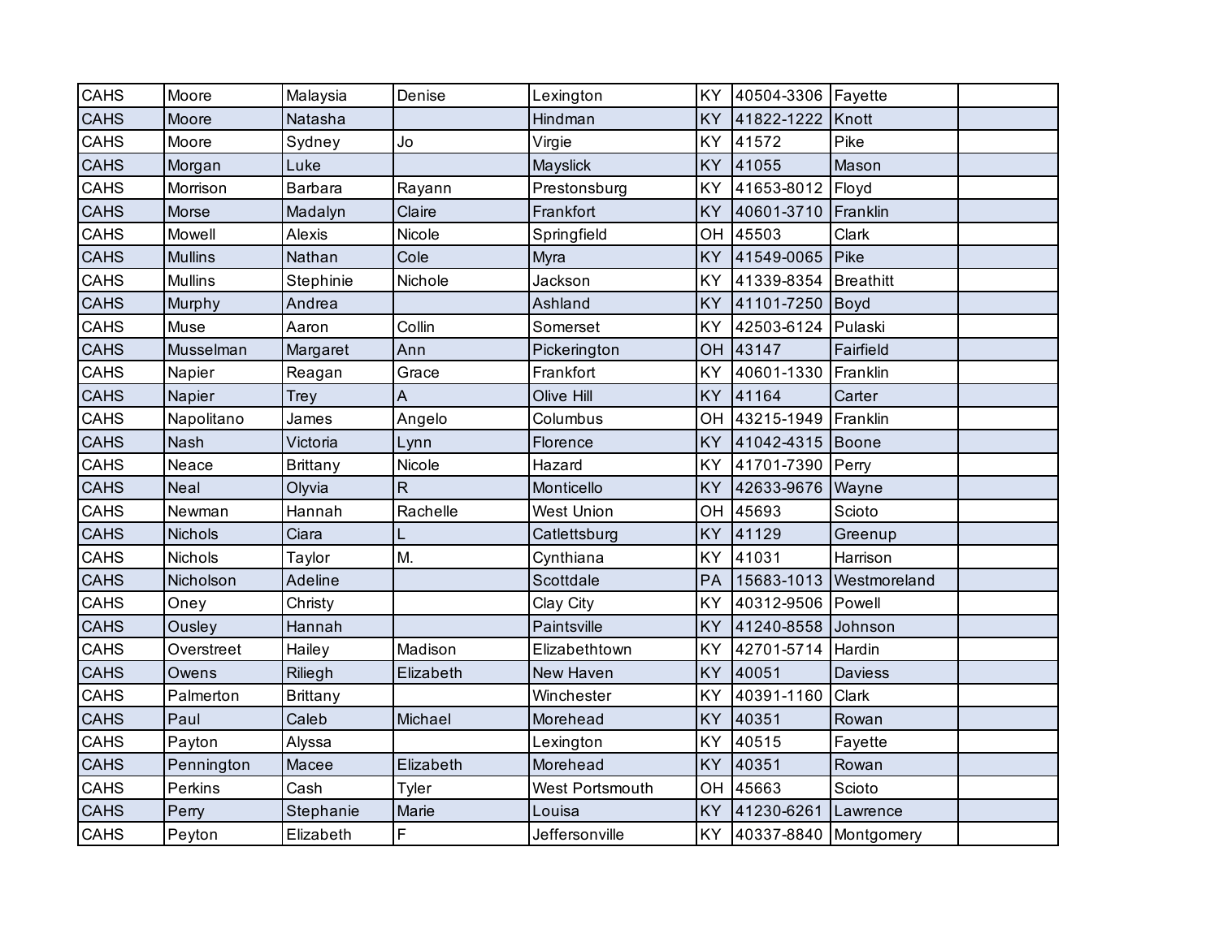| CAHS | Moore | Malaysia | Denise | Lexington | KY | 40504-3306 | Fayette | |
|---|---|---|---|---|---|---|---|---|
| CAHS | Moore | Natasha | | Hindman | KY | 41822-1222 | Knott | |
| CAHS | Moore | Sydney | Jo | Virgie | KY | 41572 | Pike | |
| CAHS | Morgan | Luke | | Mayslick | KY | 41055 | Mason | |
| CAHS | Morrison | Barbara | Rayann | Prestonsburg | KY | 41653-8012 | Floyd | |
| CAHS | Morse | Madalyn | Claire | Frankfort | KY | 40601-3710 | Franklin | |
| CAHS | Mowell | Alexis | Nicole | Springfield | OH | 45503 | Clark | |
| CAHS | Mullins | Nathan | Cole | Myra | KY | 41549-0065 | Pike | |
| CAHS | Mullins | Stephinie | Nichole | Jackson | KY | 41339-8354 | Breathitt | |
| CAHS | Murphy | Andrea | | Ashland | KY | 41101-7250 | Boyd | |
| CAHS | Muse | Aaron | Collin | Somerset | KY | 42503-6124 | Pulaski | |
| CAHS | Musselman | Margaret | Ann | Pickerington | OH | 43147 | Fairfield | |
| CAHS | Napier | Reagan | Grace | Frankfort | KY | 40601-1330 | Franklin | |
| CAHS | Napier | Trey | A | Olive Hill | KY | 41164 | Carter | |
| CAHS | Napolitano | James | Angelo | Columbus | OH | 43215-1949 | Franklin | |
| CAHS | Nash | Victoria | Lynn | Florence | KY | 41042-4315 | Boone | |
| CAHS | Neace | Brittany | Nicole | Hazard | KY | 41701-7390 | Perry | |
| CAHS | Neal | Olyvia | R | Monticello | KY | 42633-9676 | Wayne | |
| CAHS | Newman | Hannah | Rachelle | West Union | OH | 45693 | Scioto | |
| CAHS | Nichols | Ciara | L | Catlettsburg | KY | 41129 | Greenup | |
| CAHS | Nichols | Taylor | M. | Cynthiana | KY | 41031 | Harrison | |
| CAHS | Nicholson | Adeline | | Scottdale | PA | 15683-1013 | Westmoreland | |
| CAHS | Oney | Christy | | Clay City | KY | 40312-9506 | Powell | |
| CAHS | Ousley | Hannah | | Paintsville | KY | 41240-8558 | Johnson | |
| CAHS | Overstreet | Hailey | Madison | Elizabethtown | KY | 42701-5714 | Hardin | |
| CAHS | Owens | Riliegh | Elizabeth | New Haven | KY | 40051 | Daviess | |
| CAHS | Palmerton | Brittany | | Winchester | KY | 40391-1160 | Clark | |
| CAHS | Paul | Caleb | Michael | Morehead | KY | 40351 | Rowan | |
| CAHS | Payton | Alyssa | | Lexington | KY | 40515 | Fayette | |
| CAHS | Pennington | Macee | Elizabeth | Morehead | KY | 40351 | Rowan | |
| CAHS | Perkins | Cash | Tyler | West Portsmouth | OH | 45663 | Scioto | |
| CAHS | Perry | Stephanie | Marie | Louisa | KY | 41230-6261 | Lawrence | |
| CAHS | Peyton | Elizabeth | F | Jeffersonville | KY | 40337-8840 | Montgomery | |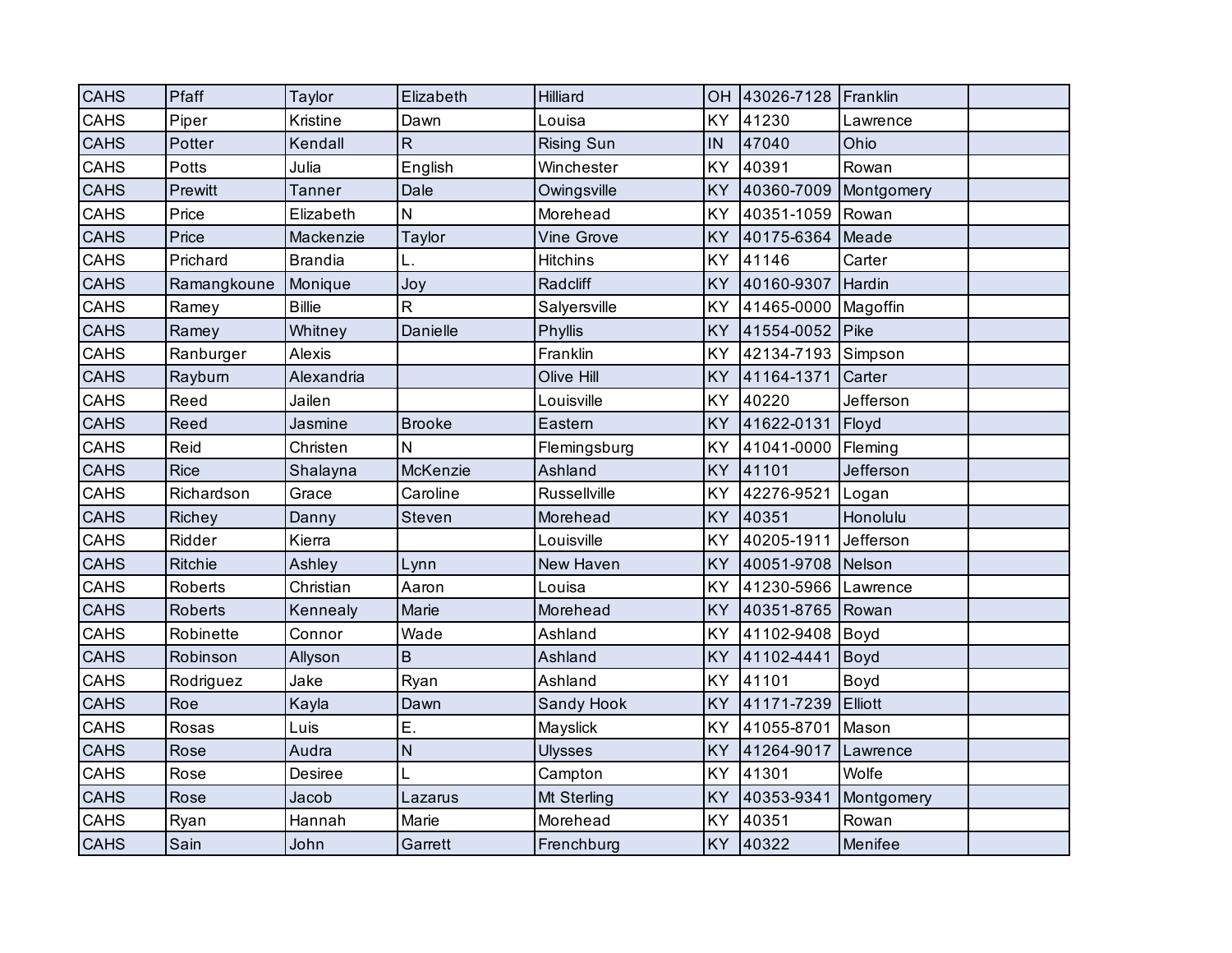| | | | | | | | | |
|---|---|---|---|---|---|---|---|---|
| CAHS | Pfaff | Taylor | Elizabeth | Hilliard | OH | 43026-7128 | Franklin | |
| CAHS | Piper | Kristine | Dawn | Louisa | KY | 41230 | Lawrence | |
| CAHS | Potter | Kendall | R | Rising Sun | IN | 47040 | Ohio | |
| CAHS | Potts | Julia | English | Winchester | KY | 40391 | Rowan | |
| CAHS | Prewitt | Tanner | Dale | Owingsville | KY | 40360-7009 | Montgomery | |
| CAHS | Price | Elizabeth | N | Morehead | KY | 40351-1059 | Rowan | |
| CAHS | Price | Mackenzie | Taylor | Vine Grove | KY | 40175-6364 | Meade | |
| CAHS | Prichard | Brandia | L. | Hitchins | KY | 41146 | Carter | |
| CAHS | Ramangkoune | Monique | Joy | Radcliff | KY | 40160-9307 | Hardin | |
| CAHS | Ramey | Billie | R | Salyersville | KY | 41465-0000 | Magoffin | |
| CAHS | Ramey | Whitney | Danielle | Phyllis | KY | 41554-0052 | Pike | |
| CAHS | Ranburger | Alexis | | Franklin | KY | 42134-7193 | Simpson | |
| CAHS | Rayburn | Alexandria | | Olive Hill | KY | 41164-1371 | Carter | |
| CAHS | Reed | Jailen | | Louisville | KY | 40220 | Jefferson | |
| CAHS | Reed | Jasmine | Brooke | Eastern | KY | 41622-0131 | Floyd | |
| CAHS | Reid | Christen | N | Flemingsburg | KY | 41041-0000 | Fleming | |
| CAHS | Rice | Shalayna | McKenzie | Ashland | KY | 41101 | Jefferson | |
| CAHS | Richardson | Grace | Caroline | Russellville | KY | 42276-9521 | Logan | |
| CAHS | Richey | Danny | Steven | Morehead | KY | 40351 | Honolulu | |
| CAHS | Ridder | Kierra | | Louisville | KY | 40205-1911 | Jefferson | |
| CAHS | Ritchie | Ashley | Lynn | New Haven | KY | 40051-9708 | Nelson | |
| CAHS | Roberts | Christian | Aaron | Louisa | KY | 41230-5966 | Lawrence | |
| CAHS | Roberts | Kennealy | Marie | Morehead | KY | 40351-8765 | Rowan | |
| CAHS | Robinette | Connor | Wade | Ashland | KY | 41102-9408 | Boyd | |
| CAHS | Robinson | Allyson | B | Ashland | KY | 41102-4441 | Boyd | |
| CAHS | Rodriguez | Jake | Ryan | Ashland | KY | 41101 | Boyd | |
| CAHS | Roe | Kayla | Dawn | Sandy Hook | KY | 41171-7239 | Elliott | |
| CAHS | Rosas | Luis | E. | Mayslick | KY | 41055-8701 | Mason | |
| CAHS | Rose | Audra | N | Ulysses | KY | 41264-9017 | Lawrence | |
| CAHS | Rose | Desiree | L | Campton | KY | 41301 | Wolfe | |
| CAHS | Rose | Jacob | Lazarus | Mt Sterling | KY | 40353-9341 | Montgomery | |
| CAHS | Ryan | Hannah | Marie | Morehead | KY | 40351 | Rowan | |
| CAHS | Sain | John | Garrett | Frenchburg | KY | 40322 | Menifee | |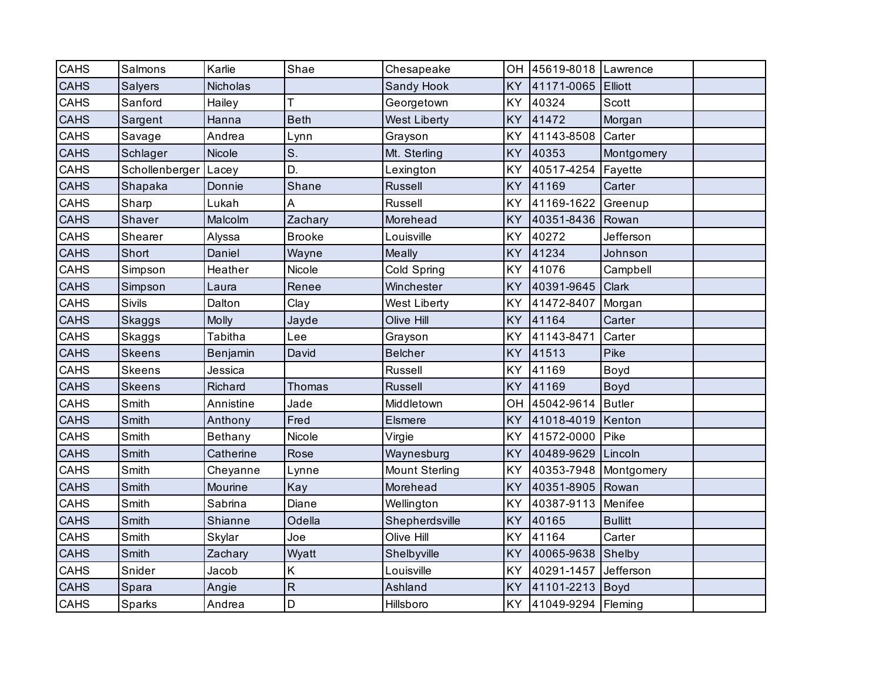| CAHS | Salmons | Karlie | Shae | Chesapeake | OH | 45619-8018 | Lawrence | |
|---|---|---|---|---|---|---|---|---|
| CAHS | Salyers | Nicholas | | Sandy Hook | KY | 41171-0065 | Elliott | |
| CAHS | Sanford | Hailey | T | Georgetown | KY | 40324 | Scott | |
| CAHS | Sargent | Hanna | Beth | West Liberty | KY | 41472 | Morgan | |
| CAHS | Savage | Andrea | Lynn | Grayson | KY | 41143-8508 | Carter | |
| CAHS | Schlager | Nicole | S. | Mt. Sterling | KY | 40353 | Montgomery | |
| CAHS | Schollenberger | Lacey | D. | Lexington | KY | 40517-4254 | Fayette | |
| CAHS | Shapaka | Donnie | Shane | Russell | KY | 41169 | Carter | |
| CAHS | Sharp | Lukah | A | Russell | KY | 41169-1622 | Greenup | |
| CAHS | Shaver | Malcolm | Zachary | Morehead | KY | 40351-8436 | Rowan | |
| CAHS | Shearer | Alyssa | Brooke | Louisville | KY | 40272 | Jefferson | |
| CAHS | Short | Daniel | Wayne | Meally | KY | 41234 | Johnson | |
| CAHS | Simpson | Heather | Nicole | Cold Spring | KY | 41076 | Campbell | |
| CAHS | Simpson | Laura | Renee | Winchester | KY | 40391-9645 | Clark | |
| CAHS | Sivils | Dalton | Clay | West Liberty | KY | 41472-8407 | Morgan | |
| CAHS | Skaggs | Molly | Jayde | Olive Hill | KY | 41164 | Carter | |
| CAHS | Skaggs | Tabitha | Lee | Grayson | KY | 41143-8471 | Carter | |
| CAHS | Skeens | Benjamin | David | Belcher | KY | 41513 | Pike | |
| CAHS | Skeens | Jessica | | Russell | KY | 41169 | Boyd | |
| CAHS | Skeens | Richard | Thomas | Russell | KY | 41169 | Boyd | |
| CAHS | Smith | Annistine | Jade | Middletown | OH | 45042-9614 | Butler | |
| CAHS | Smith | Anthony | Fred | Elsmere | KY | 41018-4019 | Kenton | |
| CAHS | Smith | Bethany | Nicole | Virgie | KY | 41572-0000 | Pike | |
| CAHS | Smith | Catherine | Rose | Waynesburg | KY | 40489-9629 | Lincoln | |
| CAHS | Smith | Cheyanne | Lynne | Mount Sterling | KY | 40353-7948 | Montgomery | |
| CAHS | Smith | Mourine | Kay | Morehead | KY | 40351-8905 | Rowan | |
| CAHS | Smith | Sabrina | Diane | Wellington | KY | 40387-9113 | Menifee | |
| CAHS | Smith | Shianne | Odella | Shepherdsville | KY | 40165 | Bullitt | |
| CAHS | Smith | Skylar | Joe | Olive Hill | KY | 41164 | Carter | |
| CAHS | Smith | Zachary | Wyatt | Shelbyville | KY | 40065-9638 | Shelby | |
| CAHS | Snider | Jacob | K | Louisville | KY | 40291-1457 | Jefferson | |
| CAHS | Spara | Angie | R | Ashland | KY | 41101-2213 | Boyd | |
| CAHS | Sparks | Andrea | D | Hillsboro | KY | 41049-9294 | Fleming | |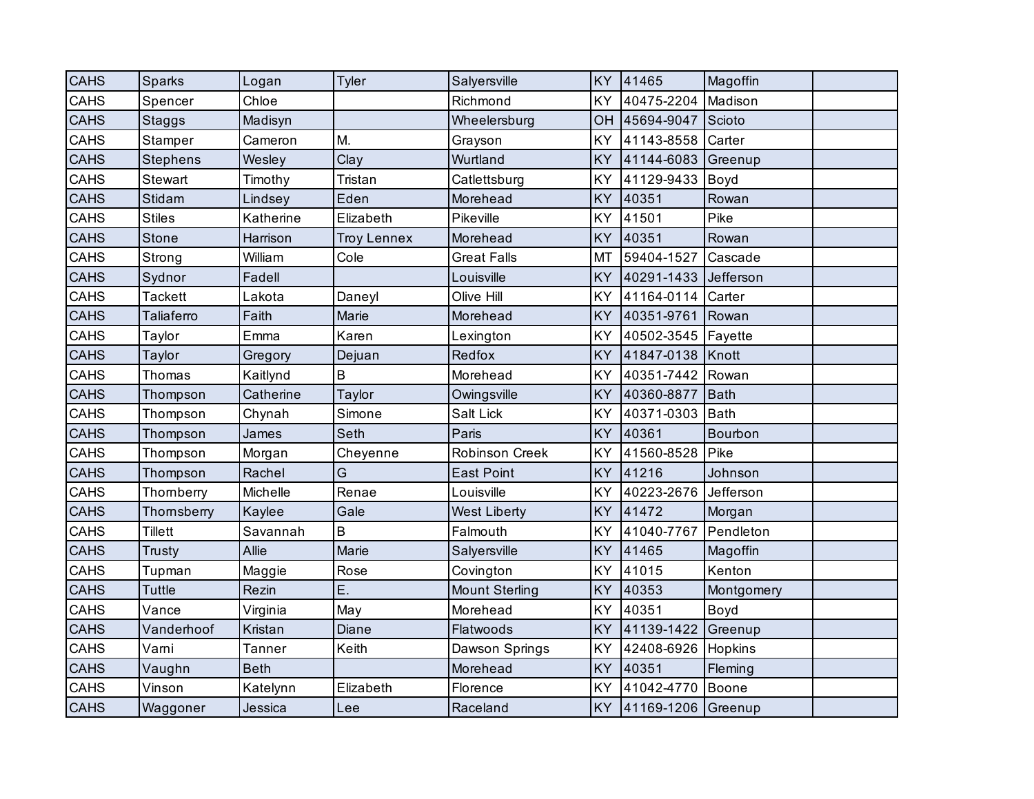| | | | | | | | | |
|---|---|---|---|---|---|---|---|---|
| CAHS | Sparks | Logan | Tyler | Salyersville | KY | 41465 | Magoffin | |
| CAHS | Spencer | Chloe | | Richmond | KY | 40475-2204 | Madison | |
| CAHS | Staggs | Madisyn | | Wheelersburg | OH | 45694-9047 | Scioto | |
| CAHS | Stamper | Cameron | M. | Grayson | KY | 41143-8558 | Carter | |
| CAHS | Stephens | Wesley | Clay | Wurtland | KY | 41144-6083 | Greenup | |
| CAHS | Stewart | Timothy | Tristan | Catlettsburg | KY | 41129-9433 | Boyd | |
| CAHS | Stidam | Lindsey | Eden | Morehead | KY | 40351 | Rowan | |
| CAHS | Stiles | Katherine | Elizabeth | Pikeville | KY | 41501 | Pike | |
| CAHS | Stone | Harrison | Troy Lennex | Morehead | KY | 40351 | Rowan | |
| CAHS | Strong | William | Cole | Great Falls | MT | 59404-1527 | Cascade | |
| CAHS | Sydnor | Fadell | | Louisville | KY | 40291-1433 | Jefferson | |
| CAHS | Tackett | Lakota | Daneyl | Olive Hill | KY | 41164-0114 | Carter | |
| CAHS | Taliaferro | Faith | Marie | Morehead | KY | 40351-9761 | Rowan | |
| CAHS | Taylor | Emma | Karen | Lexington | KY | 40502-3545 | Fayette | |
| CAHS | Taylor | Gregory | Dejuan | Redfox | KY | 41847-0138 | Knott | |
| CAHS | Thomas | Kaitlynd | B | Morehead | KY | 40351-7442 | Rowan | |
| CAHS | Thompson | Catherine | Taylor | Owingsville | KY | 40360-8877 | Bath | |
| CAHS | Thompson | Chynah | Simone | Salt Lick | KY | 40371-0303 | Bath | |
| CAHS | Thompson | James | Seth | Paris | KY | 40361 | Bourbon | |
| CAHS | Thompson | Morgan | Cheyenne | Robinson Creek | KY | 41560-8528 | Pike | |
| CAHS | Thompson | Rachel | G | East Point | KY | 41216 | Johnson | |
| CAHS | Thornberry | Michelle | Renae | Louisville | KY | 40223-2676 | Jefferson | |
| CAHS | Thornsberry | Kaylee | Gale | West Liberty | KY | 41472 | Morgan | |
| CAHS | Tillett | Savannah | B | Falmouth | KY | 41040-7767 | Pendleton | |
| CAHS | Trusty | Allie | Marie | Salyersville | KY | 41465 | Magoffin | |
| CAHS | Tupman | Maggie | Rose | Covington | KY | 41015 | Kenton | |
| CAHS | Tuttle | Rezin | E. | Mount Sterling | KY | 40353 | Montgomery | |
| CAHS | Vance | Virginia | May | Morehead | KY | 40351 | Boyd | |
| CAHS | Vanderhoof | Kristan | Diane | Flatwoods | KY | 41139-1422 | Greenup | |
| CAHS | Varni | Tanner | Keith | Dawson Springs | KY | 42408-6926 | Hopkins | |
| CAHS | Vaughn | Beth | | Morehead | KY | 40351 | Fleming | |
| CAHS | Vinson | Katelynn | Elizabeth | Florence | KY | 41042-4770 | Boone | |
| CAHS | Waggoner | Jessica | Lee | Raceland | KY | 41169-1206 | Greenup | |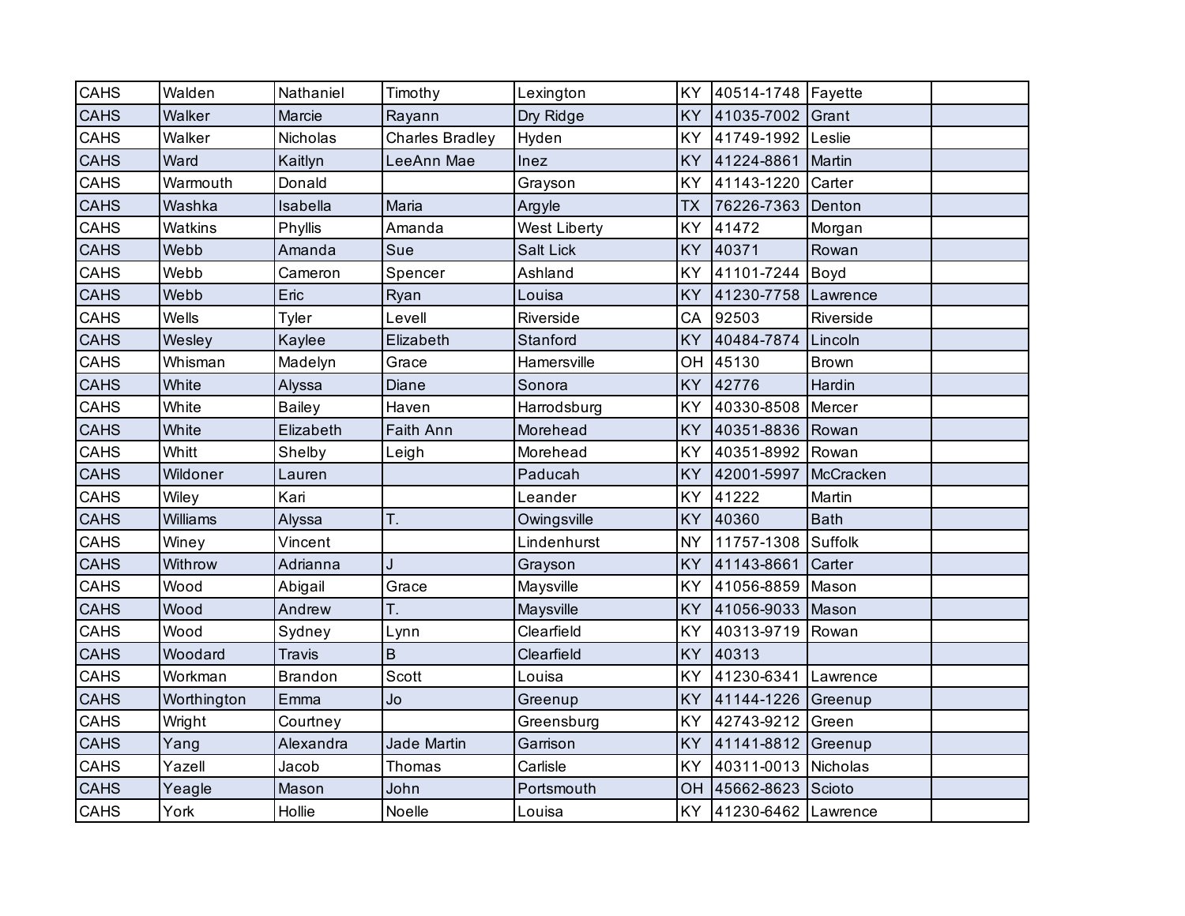| | | | | | | | | |
|---|---|---|---|---|---|---|---|---|
| CAHS | Walden | Nathaniel | Timothy | Lexington | KY | 40514-1748 | Fayette | |
| CAHS | Walker | Marcie | Rayann | Dry Ridge | KY | 41035-7002 | Grant | |
| CAHS | Walker | Nicholas | Charles Bradley | Hyden | KY | 41749-1992 | Leslie | |
| CAHS | Ward | Kaitlyn | LeeAnn Mae | Inez | KY | 41224-8861 | Martin | |
| CAHS | Warmouth | Donald | | Grayson | KY | 41143-1220 | Carter | |
| CAHS | Washka | Isabella | Maria | Argyle | TX | 76226-7363 | Denton | |
| CAHS | Watkins | Phyllis | Amanda | West Liberty | KY | 41472 | Morgan | |
| CAHS | Webb | Amanda | Sue | Salt Lick | KY | 40371 | Rowan | |
| CAHS | Webb | Cameron | Spencer | Ashland | KY | 41101-7244 | Boyd | |
| CAHS | Webb | Eric | Ryan | Louisa | KY | 41230-7758 | Lawrence | |
| CAHS | Wells | Tyler | Levell | Riverside | CA | 92503 | Riverside | |
| CAHS | Wesley | Kaylee | Elizabeth | Stanford | KY | 40484-7874 | Lincoln | |
| CAHS | Whisman | Madelyn | Grace | Hamersville | OH | 45130 | Brown | |
| CAHS | White | Alyssa | Diane | Sonora | KY | 42776 | Hardin | |
| CAHS | White | Bailey | Haven | Harrodsburg | KY | 40330-8508 | Mercer | |
| CAHS | White | Elizabeth | Faith Ann | Morehead | KY | 40351-8836 | Rowan | |
| CAHS | Whitt | Shelby | Leigh | Morehead | KY | 40351-8992 | Rowan | |
| CAHS | Wildoner | Lauren | | Paducah | KY | 42001-5997 | McCracken | |
| CAHS | Wiley | Kari | | Leander | KY | 41222 | Martin | |
| CAHS | Williams | Alyssa | T. | Owingsville | KY | 40360 | Bath | |
| CAHS | Winey | Vincent | | Lindenhurst | NY | 11757-1308 | Suffolk | |
| CAHS | Withrow | Adrianna | J | Grayson | KY | 41143-8661 | Carter | |
| CAHS | Wood | Abigail | Grace | Maysville | KY | 41056-8859 | Mason | |
| CAHS | Wood | Andrew | T. | Maysville | KY | 41056-9033 | Mason | |
| CAHS | Wood | Sydney | Lynn | Clearfield | KY | 40313-9719 | Rowan | |
| CAHS | Woodard | Travis | B | Clearfield | KY | 40313 | | |
| CAHS | Workman | Brandon | Scott | Louisa | KY | 41230-6341 | Lawrence | |
| CAHS | Worthington | Emma | Jo | Greenup | KY | 41144-1226 | Greenup | |
| CAHS | Wright | Courtney | | Greensburg | KY | 42743-9212 | Green | |
| CAHS | Yang | Alexandra | Jade Martin | Garrison | KY | 41141-8812 | Greenup | |
| CAHS | Yazell | Jacob | Thomas | Carlisle | KY | 40311-0013 | Nicholas | |
| CAHS | Yeagle | Mason | John | Portsmouth | OH | 45662-8623 | Scioto | |
| CAHS | York | Hollie | Noelle | Louisa | KY | 41230-6462 | Lawrence | |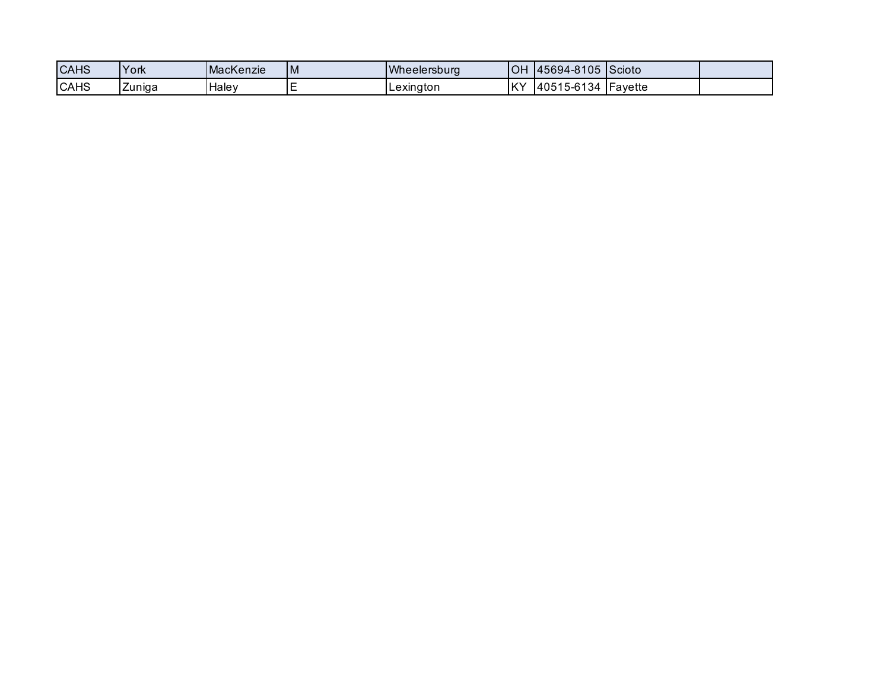| | | | | | | | | |
|---|---|---|---|---|---|---|---|---|
| CAHS | York | MacKenzie | M | Wheelersburg | OH | 45694-8105 | Scioto | |
| CAHS | Zuniga | Haley | E | Lexington | KY | 40515-6134 | Fayette | |